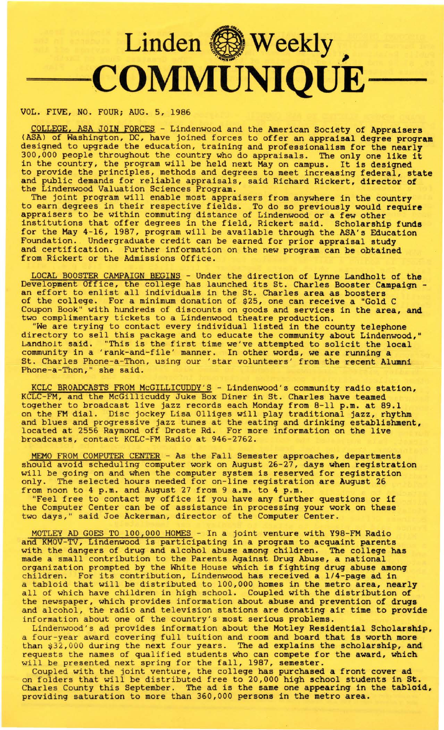# Linden Weekly COMMUNIQUÉ

VOL. FIVE, NO. FOUR; AUG. 5, 1986

COLLEGE, ASA JOIN FORCES - Lindenwood and the American Society of Appraisers (ASA) of Washington, DC, have joined forces to offer an appraisal degree program designed to upgrade the education, training and professionalism for the nearly 300,000 people throughout the country who do appraisals. The only one like it in the country, the program will be held next May on campus. It is designed to provide the principles, methods and degrees to meet increasing federal, state and public demands for reliable appraisals, said Richard Rickert, director of the Lindenwood Valuation Sciences Program.

The joint program will enable most appraisers from anywhere in the country to earn degrees in their respective fields. To do so previously would require appraisers to be within commuting distance of Lindenwood or a few other institutions that offer degrees in the field, Rickert said. Scholarship funds for the May 4-16, 1987, program will be available through the ASA's Education Foundation. Undergraduate credit can be earned for prior appraisal study and certification. Further information on the new program can be obtained from Rickert or the Admissions Office.

LOCAL BOOSTER CAMPAIGN BEGINS - Under the direction of Lynne Landholt of the Development Office, the college has launched its St. Charles Booster Campaign - an effort to enlist all individuals in the St. Charles area as boosters of the college. For a minimum donation of $25, one can receive a "Gold C Coupon Book" with hundreds of discounts on goods and services in the area, and two complimentary tickets to a Lindenwood theatre production.

"We are trying to contact every individual listed in the county telephone directory to sell this package and to educate the community about Lindenwood," Landholt said. "This is the first time we've attempted to solicit the local community in a 'rank-and-file' manner. In other words, we are running a St. Charles Phone-a-Thon, using our 'star volunteers' from the recent Alumni Phone-a-Thon," she said.

KCLC BROADCASTS FROM McGILLICUDDY'S - Lindenwood's community radio station, KCLC-FM, and the McGillicuddy Juke Box Diner in St. Charles have teamed together to broadcast live jazz records each Monday from 8-11 p.m. at 89.1 on the FM dial. Disc jockey Lisa Olliges will play traditional jazz, rhythm and blues and progressive jazz tunes at the eating and drinking establishment, located at 2556 Raymond off Droste Rd. For more information on the live broadcasts, contact KCLC-FM Radio at 946-2762.

MEMO FROM COMPUTER CENTER - As the Fall Semester approaches, departments should avoid scheduling computer work on August 26-27, days when registration will be going on and when the computer system is reserved for registration only. The selected hours needed for on-line registration are August 26 from noon to 4 p.m. and August 27 from 9 a.m. to 4 p.m.

"Feel free to contact my office if you have any further questions or if the Computer Center can be of assistance in processing your work on these two days," said Joe Ackerman, director of the Computer Center.

MOTLEY AD GOES TO 100,000 HOMES - In a joint venture with Y98-FM Radio and KMOV-TV, Lindenwood is participating in a program to acquaint parents with the dangers of drug and alcohol abuse among children. The college has made a small contribution to the Parents Against Drug Abuse, a national organization prompted by the White House which is fighting drug abuse among children. For its contribution, Lindenwood has received a 1/4-page ad in a tabloid that will be distributed to 100,000 homes in the metro area, nearly all of which have children in high school. Coupled with the distribution of the newspaper, which provides information about abuse and prevention of drugs and alcohol, the radio and television stations are donating air time to provide information about one of the country's most serious problems.

Lindenwood's ad provides information about the Motley Residential Scholarship, a four-year award covering full tuition and room and board that is worth more than $32,000 during the next four years. The ad explains the scholarship, and requests the names of qualified students who can compete for the award, which will be presented next spring for the fall, 1987, semester.

Coupled with the joint venture, the college has purchased a front cover ad on folders that will be distributed free to 20,000 high school students in St. Charles County this September. The ad is the same one appearing in the tabloid, providing saturation to more than 360,000 persons in the metro area.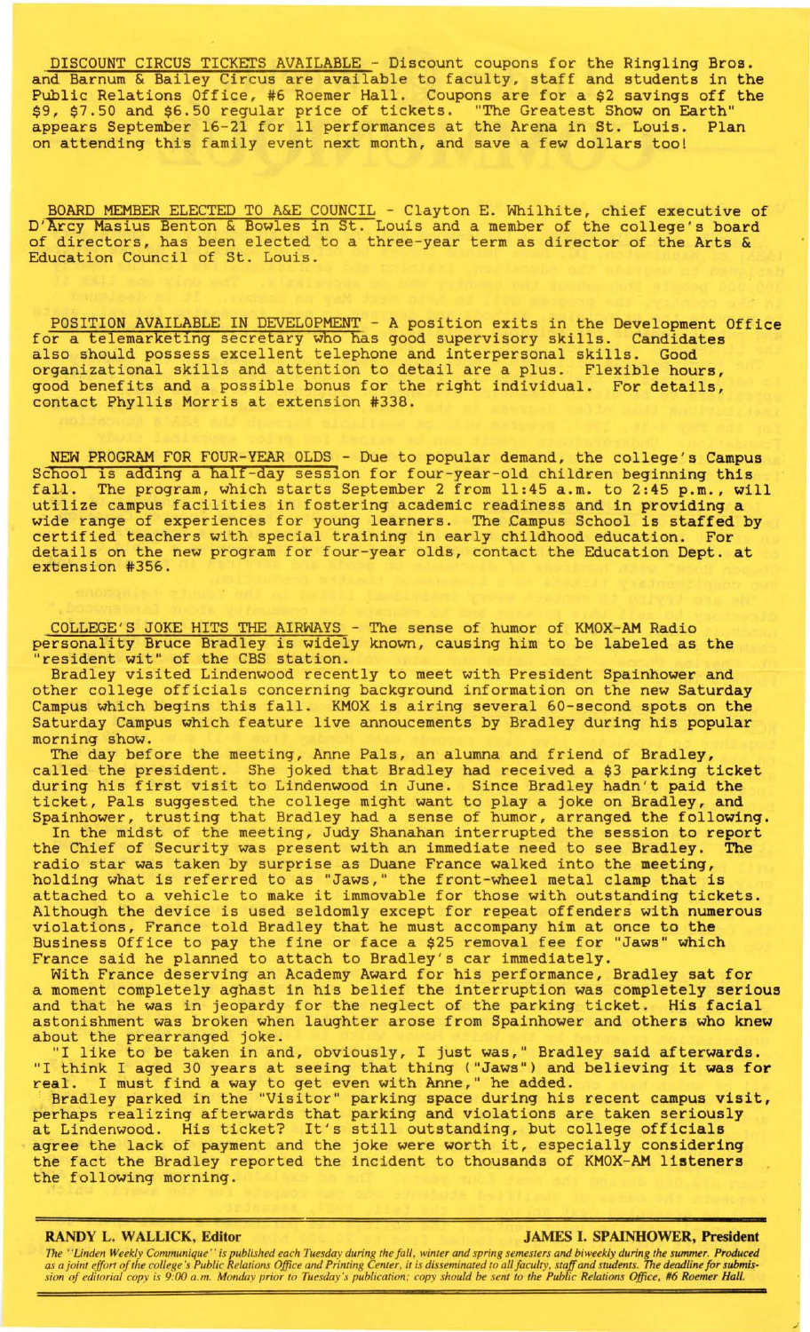DISCOUNT CIRCUS TICKETS AVAILABLE - Discount coupons for the Ringling Bros. and Barnum & Bailey Circus are available to faculty, staff and students in the Public Relations Office, #6 Roemer Hall. Coupons are for a $2 savings off the $9, $7.50 and $6.50 regular price of tickets. "The Greatest Show on Earth" appears September 16-21 for 11 performances at the Arena in St. Louis. Plan on attending this family event next month, and save a few dollars too!

BOARD MEMBER ELECTED TO A&E COUNCIL - Clayton E. Whilhite, chief executive of D'Arcy Masius Benton & Bowles in St. Louis and a member of the college's board of directors, has been elected to a three-year term as director of the Arts & Education Council of St. Louis.

POSITION AVAILABLE IN DEVELOPMENT - A position exits in the Development Office for a telemarketing secretary who has good supervisory skills. Candidates also should possess excellent telephone and interpersonal skills. Good organizational skills and attention to detail are a plus. Flexible hours, good benefits and a possible bonus for the right individual. For details, contact Phyllis Morris at extension #338.

NEW PROGRAM FOR FOUR-YEAR OLDS - Due to popular demand, the college's Campus School is adding a half-day session for four-year-old children beginning this fall. The program, which starts September 2 from 11:45 a.m. to 2:45 p.m., will utilize campus facilities in fostering academic readiness and in providing a wide range of experiences for young learners. The Campus School is staffed by certified teachers with special training in early childhood education. For details on the new program for four-year olds, contact the Education Dept. at extension #356.

COLLEGE'S JOKE HITS THE AIRWAYS - The sense of humor of KMOX-AM Radio personality Bruce Bradley is widely known, causing him to be labeled as the "resident wit" of the CBS station.

Bradley visited Lindenwood recently to meet with President Spainhower and other college officials concerning background information on the new Saturday Campus which begins this fall. KMOX is airing several 60-second spots on the Saturday Campus which feature live annoucements by Bradley during his popular morning show.

The day before the meeting, Anne Pals, an alumna and friend of Bradley, called the president. She joked that Bradley had received a $3 parking ticket during his first visit to Lindenwood in June. Since Bradley hadn't paid the ticket, Pals suggested the college might want to play a joke on Bradley, and Spainhower, trusting that Bradley had a sense of humor, arranged the following.

In the midst of the meeting, Judy Shanahan interrupted the session to report the Chief of Security was present with an immediate need to see Bradley. The radio star was taken by surprise as Duane France walked into the meeting, holding what is referred to as "Jaws," the front-wheel metal clamp that is attached to a vehicle to make it immovable for those with outstanding tickets. Although the device is used seldomly except for repeat offenders with numerous violations, France told Bradley that he must accompany him at once to the Business Office to pay the fine or face a $25 removal fee for "Jaws" which France said he planned to attach to Bradley's car immediately.

With France deserving an Academy Award for his performance, Bradley sat for a moment completely aghast in his belief the interruption was completely serious and that he was in jeopardy for the neglect of the parking ticket. His facial astonishment was broken when laughter arose from Spainhower and others who knew about the prearranged joke.

"I like to be taken in and, obviously, I just was," Bradley said afterwards. "I think I aged 30 years at seeing that thing ("Jaws") and believing it was for real. I must find a way to get even with Anne," he added.

Bradley parked in the "Visitor" parking space during his recent campus visit, perhaps realizing afterwards that parking and violations are taken seriously at Lindenwood. His ticket? It's still outstanding, but college officials agree the lack of payment and the joke were worth it, especially considering the fact the Bradley reported the incident to thousands of KMOX-AM listeners the following morning.

**RANDY L. WALLICK, Editor** **JAMES I. SPAINHOWER, President**

*The "Linden Weekly Communique" is published each Tuesday during the fall, winter and spring semesters and biweekly during the summer. Produced as a joint effort of the college's Public Relations Office and Printing Center, it is disseminated to all faculty, staff and students. The deadline for submission of editorial copy is 9:00 a.m. Monday prior to Tuesday's publication; copy should be sent to the Public Relations Office, #6 Roemer Hall.*